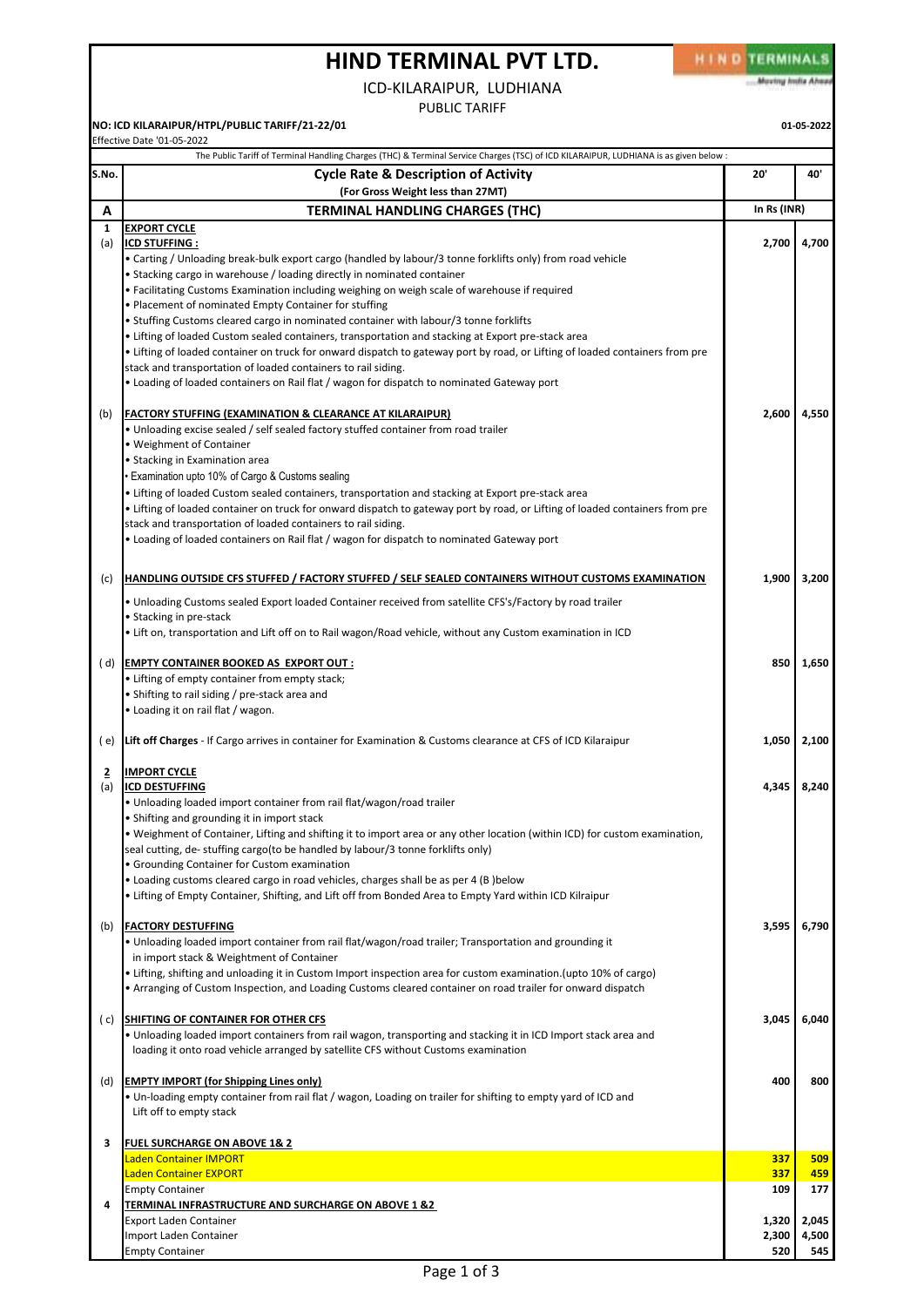# HIND TERMINAL PVT LTD.

ICD-KILARAIPUR, LUDHIANA

PUBLIC TARIFF

**NO: ICD KILARAIPUR/HTPL/PUBLIC TARIFF/21-22/01** **01-05-2022**

Effective Date '01-05-2022

The Public Tariff of Terminal Handling Charges (THC) & Terminal Service Charges (TSC) of ICD KILARAIPUR, LUDHIANA is as given below :

| S.No. | Cycle Rate & Description of Activity (For Gross Weight less than 27MT) | 20' | 40' |
|---|---|---|---|
| **A** | **TERMINAL HANDLING CHARGES (THC)** | **In Rs (INR)** | |
| **1** | **EXPORT CYCLE** | | |
| (a) | **ICD STUFFING :** | **2,700** | **4,700** |
| | • Carting / Unloading break-bulk export cargo (handled by labour/3 tonne forklifts only) from road vehicle | | |
| | • Stacking cargo in warehouse / loading directly in nominated container | | |
| | • Facilitating Customs Examination including weighing on weigh scale of warehouse if required | | |
| | • Placement of nominated Empty Container for stuffing | | |
| | • Stuffing Customs cleared cargo in nominated container with labour/3 tonne forklifts | | |
| | • Lifting of loaded Custom sealed containers, transportation and stacking at Export pre-stack area | | |
| | • Lifting of loaded container on truck for onward dispatch to gateway port by road, or Lifting of loaded containers from pre stack and transportation of loaded containers to rail siding. | | |
| | • Loading of loaded containers on Rail flat / wagon for dispatch to nominated Gateway port | | |
| (b) | **FACTORY STUFFING (EXAMINATION & CLEARANCE AT KILARAIPUR)** | **2,600** | **4,550** |
| | • Unloading excise sealed / self sealed factory stuffed container from road trailer | | |
| | • Weighment of Container | | |
| | • Stacking in Examination area | | |
| | • Examination upto 10% of Cargo & Customs sealing | | |
| | • Lifting of loaded Custom sealed containers, transportation and stacking at Export pre-stack area | | |
| | • Lifting of loaded container on truck for onward dispatch to gateway port by road, or Lifting of loaded containers from pre stack and transportation of loaded containers to rail siding. | | |
| | • Loading of loaded containers on Rail flat / wagon for dispatch to nominated Gateway port | | |
| (c) | **HANDLING OUTSIDE CFS STUFFED / FACTORY STUFFED / SELF SEALED CONTAINERS WITHOUT CUSTOMS EXAMINATION** | **1,900** | **3,200** |
| | • Unloading Customs sealed Export loaded Container received from satellite CFS's/Factory by road trailer | | |
| | • Stacking in pre-stack | | |
| | • Lift on, transportation and Lift off on to Rail wagon/Road vehicle, without any Custom examination in ICD | | |
| ( d) | **EMPTY CONTAINER BOOKED AS EXPORT OUT :** | **850** | **1,650** |
| | • Lifting of empty container from empty stack; | | |
| | • Shifting to rail siding / pre-stack area and | | |
| | • Loading it on rail flat / wagon. | | |
| ( e) | **Lift off Charges** - If Cargo arrives in container for Examination & Customs clearance at CFS of ICD Kilaraipur | **1,050** | **2,100** |
| **2** | **IMPORT CYCLE** | | |
| (a) | **ICD DESTUFFING** | **4,345** | **8,240** |
| | • Unloading loaded import container from rail flat/wagon/road trailer | | |
| | • Shifting and grounding it in import stack | | |
| | • Weighment of Container, Lifting and shifting it to import area or any other location (within ICD) for custom examination, seal cutting, de- stuffing cargo(to be handled by labour/3 tonne forklifts only) | | |
| | • Grounding Container for Custom examination | | |
| | • Loading customs cleared cargo in road vehicles, charges shall be as per 4 (B )below | | |
| | • Lifting of Empty Container, Shifting, and Lift off from Bonded Area to Empty Yard within ICD Kilraipur | | |
| (b) | **FACTORY DESTUFFING** | **3,595** | **6,790** |
| | • Unloading loaded import container from rail flat/wagon/road trailer; Transportation and grounding it in import stack & Weightment of Container | | |
| | • Lifting, shifting and unloading it in Custom Import inspection area for custom examination.(upto 10% of cargo) | | |
| | • Arranging of Custom Inspection, and Loading Customs cleared container on road trailer for onward dispatch | | |
| ( c) | **SHIFTING OF CONTAINER FOR OTHER CFS** | **3,045** | **6,040** |
| | • Unloading loaded import containers from rail wagon, transporting and stacking it in ICD Import stack area and loading it onto road vehicle arranged by satellite CFS without Customs examination | | |
| (d) | **EMPTY IMPORT (for Shipping Lines only)** | **400** | **800** |
| | • Un-loading empty container from rail flat / wagon, Loading on trailer for shifting to empty yard of ICD and Lift off to empty stack | | |
| **3** | **FUEL SURCHARGE ON ABOVE 1& 2** | | |
| | Laden Container IMPORT | **337** | **509** |
| | Laden Container EXPORT | **337** | **459** |
| | Empty Container | **109** | **177** |
| **4** | **TERMINAL INFRASTRUCTURE AND SURCHARGE ON ABOVE 1 &2** | | |
| | Export Laden Container | **1,320** | **2,045** |
| | Import Laden Container | **2,300** | **4,500** |
| | Empty Container | **520** | **545** |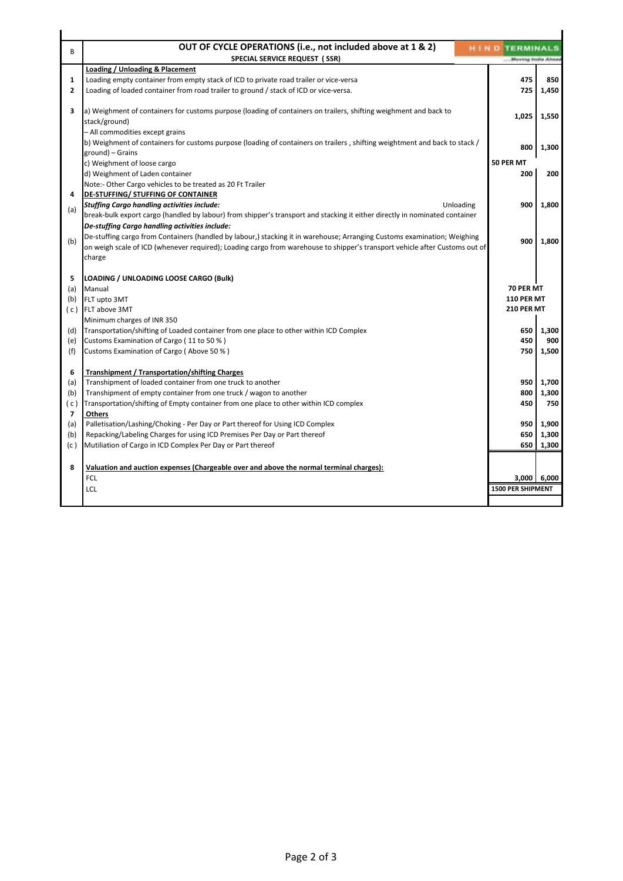| B | OUT OF CYCLE OPERATIONS (i.e., not included above at 1 & 2) SPECIAL SERVICE REQUEST (SSR) | HIND TERMINALS Moving India Ahead | |
|---|---|---|---|
| | **Loading / Unloading & Placement** | | |
| 1 | Loading empty container from empty stack of ICD to private road trailer or vice-versa | 475 | 850 |
| 2 | Loading of loaded container from road trailer to ground / stack of ICD or vice-versa. | 725 | 1,450 |
| 3 | a) Weighment of containers for customs purpose (loading of containers on trailers, shifting weighment and back to stack/ground) – All commodities except grains | 1,025 | 1,550 |
| | b) Weighment of containers for customs purpose (loading of containers on trailers , shifting weightment and back to stack / ground) – Grains | 800 | 1,300 |
| | c) Weighment of loose cargo | 50 PER MT | |
| | d) Weighment of Laden container | 200 | 200 |
| | Note:- Other Cargo vehicles to be treated as 20 Ft Trailer | | |
| 4 | **DE-STUFFING/ STUFFING OF CONTAINER** | | |
| (a) | ***Stuffing Cargo handling activities include:*** Unloading break-bulk export cargo (handled by labour) from shipper's transport and stacking it either directly in nominated container | 900 | 1,800 |
| (b) | ***De-stuffing Cargo handling activities include:*** De-stuffing cargo from Containers (handled by labour,) stacking it in warehouse; Arranging Customs examination; Weighing on weigh scale of ICD (whenever required); Loading cargo from warehouse to shipper's transport vehicle after Customs out of charge | 900 | 1,800 |
| 5 | **LOADING / UNLOADING LOOSE CARGO (Bulk)** | | |
| (a) | Manual | 70 PER MT | |
| (b) | FLT upto 3MT | 110 PER MT | |
| ( c ) | FLT above 3MT | 210 PER MT | |
| | Minimum charges of INR 350 | | |
| (d) | Transportation/shifting of Loaded container from one place to other within ICD Complex | 650 | 1,300 |
| (e) | Customs Examination of Cargo ( 11 to 50 % ) | 450 | 900 |
| (f) | Customs Examination of Cargo ( Above 50 % ) | 750 | 1,500 |
| 6 | **Transhipment / Transportation/shifting Charges** | | |
| (a) | Transhipment of loaded container from one truck to another | 950 | 1,700 |
| (b) | Transhipment of empty container from one truck / wagon to another | 800 | 1,300 |
| ( c ) | Transportation/shifting of Empty container from one place to other within ICD complex | 450 | 750 |
| 7 | **Others** | | |
| (a) | Palletisation/Lashing/Choking - Per Day or Part thereof for Using ICD Complex | 950 | 1,900 |
| (b) | Repacking/Labeling Charges for using ICD Premises Per Day or Part thereof | 650 | 1,300 |
| (c ) | Mutiliation of Cargo in ICD Complex Per Day or Part thereof | 650 | 1,300 |
| 8 | **Valuation and auction expenses (Chargeable over and above the normal terminal charges):** | | |
| | FCL | 3,000 | 6,000 |
| | LCL | 1500 PER SHIPMENT | |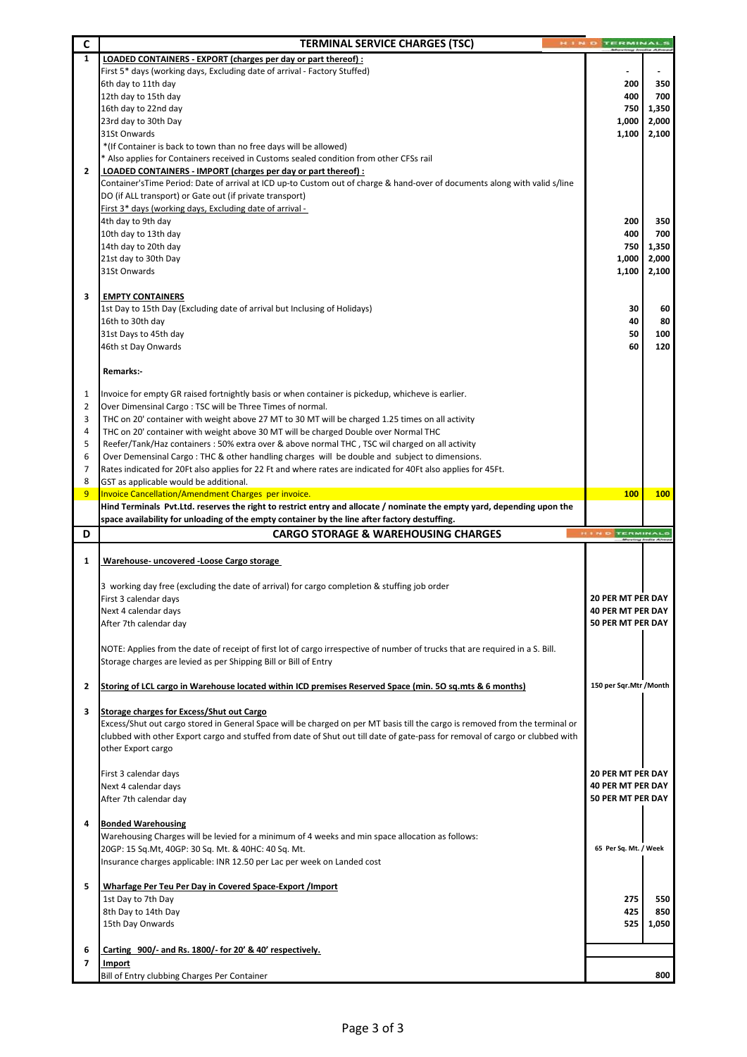| C | TERMINAL SERVICE CHARGES (TSC) | HIND TERMINALS | |
|---|---|---|---|
| 1 | **LOADED CONTAINERS - EXPORT (charges per day or part thereof) :** | | |
| | First 5* days (working days, Excluding date of arrival - Factory Stuffed) | - | - |
| | 6th day to 11th day | 200 | 350 |
| | 12th day to 15th day | 400 | 700 |
| | 16th day to 22nd day | 750 | 1,350 |
| | 23rd day to 30th Day | 1,000 | 2,000 |
| | 31St Onwards | 1,100 | 2,100 |
| | *(If Container is back to town than no free days will be allowed) | | |
| | * Also applies for Containers received in Customs sealed condition from other CFSs rail | | |
| 2 | **LOADED CONTAINERS - IMPORT (charges per day or part thereof) :** | | |
| | Container'sTime Period: Date of arrival at ICD up-to Custom out of charge & hand-over of documents along with valid s/line DO (if ALL transport) or Gate out (if private transport) | | |
| | First 3* days (working days, Excluding date of arrival - | | |
| | 4th day to 9th day | 200 | 350 |
| | 10th day to 13th day | 400 | 700 |
| | 14th day to 20th day | 750 | 1,350 |
| | 21st day to 30th Day | 1,000 | 2,000 |
| | 31St Onwards | 1,100 | 2,100 |
| 3 | **EMPTY CONTAINERS** | | |
| | 1st Day to 15th Day (Excluding date of arrival but Inclusing of Holidays) | 30 | 60 |
| | 16th to 30th day | 40 | 80 |
| | 31st Days to 45th day | 50 | 100 |
| | 46th st Day Onwards | 60 | 120 |
| | **Remarks:-** | | |
| 1 | Invoice for empty GR raised fortnightly basis or when container is pickedup, whicheve is earlier. | | |
| 2 | Over Dimensinal Cargo : TSC will be Three Times of normal. | | |
| 3 | THC on 20' container with weight above 27 MT to 30 MT will be charged 1.25 times on all activity | | |
| 4 | THC on 20' container with weight above 30 MT will be charged Double over Normal THC | | |
| 5 | Reefer/Tank/Haz containers : 50% extra over & above normal THC , TSC wil charged on all activity | | |
| 6 | Over Demensinal Cargo : THC & other handling charges will be double and subject to dimensions. | | |
| 7 | Rates indicated for 20Ft also applies for 22 Ft and where rates are indicated for 40Ft also applies for 45Ft. | | |
| 8 | GST as applicable would be additional. | | |
| 9 | Invoice Cancellation/Amendment Charges per invoice. | 100 | 100 |
| | **Hind Terminals Pvt.Ltd. reserves the right to restrict entry and allocate / nominate the empty yard, depending upon the space availability for unloading of the empty container by the line after factory destuffing.** | | |
| **D** | **CARGO STORAGE & WAREHOUSING CHARGES** | HIND TERMINALS | |
| 1 | **Warehouse- uncovered -Loose Cargo storage** | | |
| | 3 working day free (excluding the date of arrival) for cargo completion & stuffing job order | | |
| | First 3 calendar days | **20 PER MT PER DAY** | |
| | Next 4 calendar days | **40 PER MT PER DAY** | |
| | After 7th calendar day | **50 PER MT PER DAY** | |
| | NOTE: Applies from the date of receipt of first lot of cargo irrespective of number of trucks that are required in a S. Bill. Storage charges are levied as per Shipping Bill or Bill of Entry | | |
| 2 | **Storing of LCL cargo in Warehouse located within ICD premises Reserved Space (min. 5O sq.mts & 6 months)** | 150 per Sqr.Mtr /Month | |
| 3 | **Storage charges for Excess/Shut out Cargo** | | |
| | Excess/Shut out cargo stored in General Space will be charged on per MT basis till the cargo is removed from the terminal or clubbed with other Export cargo and stuffed from date of Shut out till date of gate-pass for removal of cargo or clubbed with other Export cargo | | |
| | First 3 calendar days | **20 PER MT PER DAY** | |
| | Next 4 calendar days | **40 PER MT PER DAY** | |
| | After 7th calendar day | **50 PER MT PER DAY** | |
| 4 | **Bonded Warehousing** | | |
| | Warehousing Charges will be levied for a minimum of 4 weeks and min space allocation as follows: 20GP: 15 Sq.Mt, 40GP: 30 Sq. Mt. & 40HC: 40 Sq. Mt. | 65 Per Sq. Mt. / Week | |
| | Insurance charges applicable: INR 12.50 per Lac per week on Landed cost | | |
| 5 | **Wharfage Per Teu Per Day in Covered Space-Export /Import** | | |
| | 1st Day to 7th Day | 275 | 550 |
| | 8th Day to 14th Day | 425 | 850 |
| | 15th Day Onwards | 525 | 1,050 |
| 6 | **Carting 900/- and Rs. 1800/- for 20' & 40' respectively.** | | |
| 7 | **Import** | | |
| | Bill of Entry clubbing Charges Per Container | | 800 |